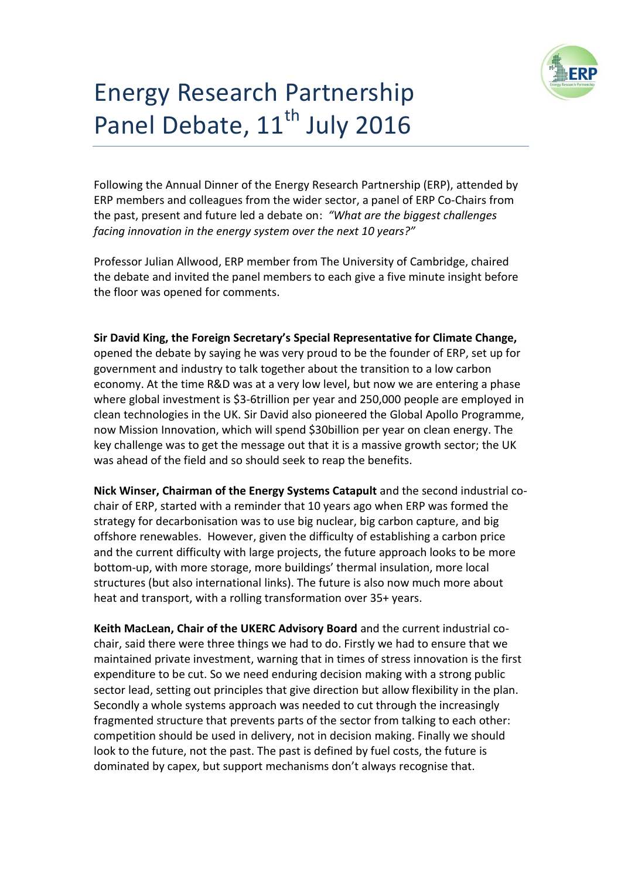# Energy Research Partnership Panel Debate, 11th July 2016

Following the Annual Dinner of the Energy Research Partnership (ERP), attended by ERP members and colleagues from the wider sector, a panel of ERP Co-Chairs from the past, present and future led a debate on: *"What are the biggest challenges facing innovation in the energy system over the next 10 years?"*

Professor Julian Allwood, ERP member from The University of Cambridge, chaired the debate and invited the panel members to each give a five minute insight before the floor was opened for comments.

**Sir David King, the Foreign Secretary's Special Representative for Climate Change,** opened the debate by saying he was very proud to be the founder of ERP, set up for government and industry to talk together about the transition to a low carbon economy. At the time R&D was at a very low level, but now we are entering a phase where global investment is \$3-6trillion per year and 250,000 people are employed in clean technologies in the UK. Sir David also pioneered the Global Apollo Programme, now Mission Innovation, which will spend \$30billion per year on clean energy. The key challenge was to get the message out that it is a massive growth sector; the UK was ahead of the field and so should seek to reap the benefits.

**Nick Winser, Chairman of the Energy Systems Catapult** and the second industrial co-chair of ERP, started with a reminder that 10 years ago when ERP was formed the strategy for decarbonisation was to use big nuclear, big carbon capture, and big offshore renewables. However, given the difficulty of establishing a carbon price and the current difficulty with large projects, the future approach looks to be more bottom-up, with more storage, more buildings' thermal insulation, more local structures (but also international links). The future is also now much more about heat and transport, with a rolling transformation over 35+ years.

**Keith MacLean, Chair of the UKERC Advisory Board** and the current industrial co-chair, said there were three things we had to do. Firstly we had to ensure that we maintained private investment, warning that in times of stress innovation is the first expenditure to be cut. So we need enduring decision making with a strong public sector lead, setting out principles that give direction but allow flexibility in the plan. Secondly a whole systems approach was needed to cut through the increasingly fragmented structure that prevents parts of the sector from talking to each other: competition should be used in delivery, not in decision making. Finally we should look to the future, not the past. The past is defined by fuel costs, the future is dominated by capex, but support mechanisms don't always recognise that.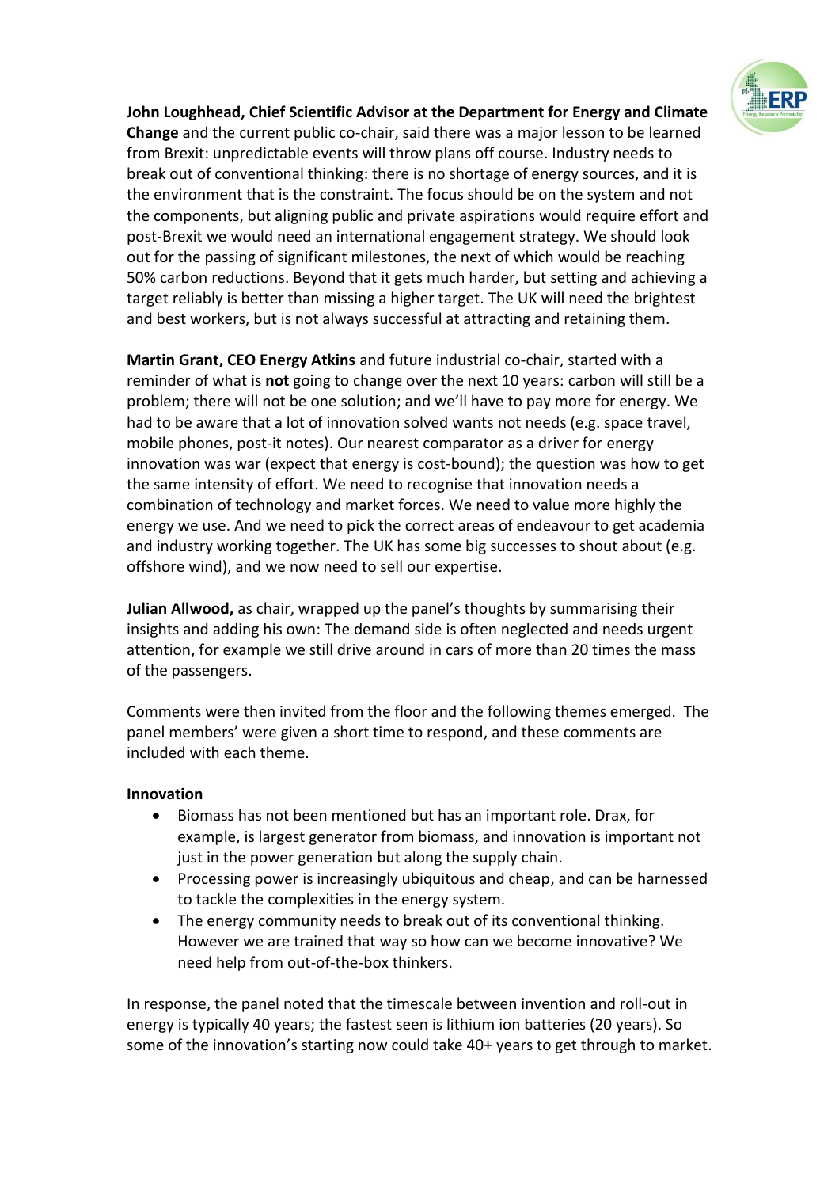**John Loughhead, Chief Scientific Advisor at the Department for Energy and Climate Change** and the current public co-chair, said there was a major lesson to be learned from Brexit: unpredictable events will throw plans off course. Industry needs to break out of conventional thinking: there is no shortage of energy sources, and it is the environment that is the constraint. The focus should be on the system and not the components, but aligning public and private aspirations would require effort and post-Brexit we would need an international engagement strategy. We should look out for the passing of significant milestones, the next of which would be reaching 50% carbon reductions. Beyond that it gets much harder, but setting and achieving a target reliably is better than missing a higher target. The UK will need the brightest and best workers, but is not always successful at attracting and retaining them.

**Martin Grant, CEO Energy Atkins** and future industrial co-chair, started with a reminder of what is **not** going to change over the next 10 years: carbon will still be a problem; there will not be one solution; and we'll have to pay more for energy. We had to be aware that a lot of innovation solved wants not needs (e.g. space travel, mobile phones, post-it notes). Our nearest comparator as a driver for energy innovation was war (expect that energy is cost-bound); the question was how to get the same intensity of effort. We need to recognise that innovation needs a combination of technology and market forces. We need to value more highly the energy we use. And we need to pick the correct areas of endeavour to get academia and industry working together. The UK has some big successes to shout about (e.g. offshore wind), and we now need to sell our expertise.

**Julian Allwood,** as chair, wrapped up the panel's thoughts by summarising their insights and adding his own: The demand side is often neglected and needs urgent attention, for example we still drive around in cars of more than 20 times the mass of the passengers.

Comments were then invited from the floor and the following themes emerged. The panel members' were given a short time to respond, and these comments are included with each theme.

**Innovation**

- Biomass has not been mentioned but has an important role. Drax, for example, is largest generator from biomass, and innovation is important not just in the power generation but along the supply chain.
- Processing power is increasingly ubiquitous and cheap, and can be harnessed to tackle the complexities in the energy system.
- The energy community needs to break out of its conventional thinking. However we are trained that way so how can we become innovative? We need help from out-of-the-box thinkers.

In response, the panel noted that the timescale between invention and roll-out in energy is typically 40 years; the fastest seen is lithium ion batteries (20 years). So some of the innovation's starting now could take 40+ years to get through to market.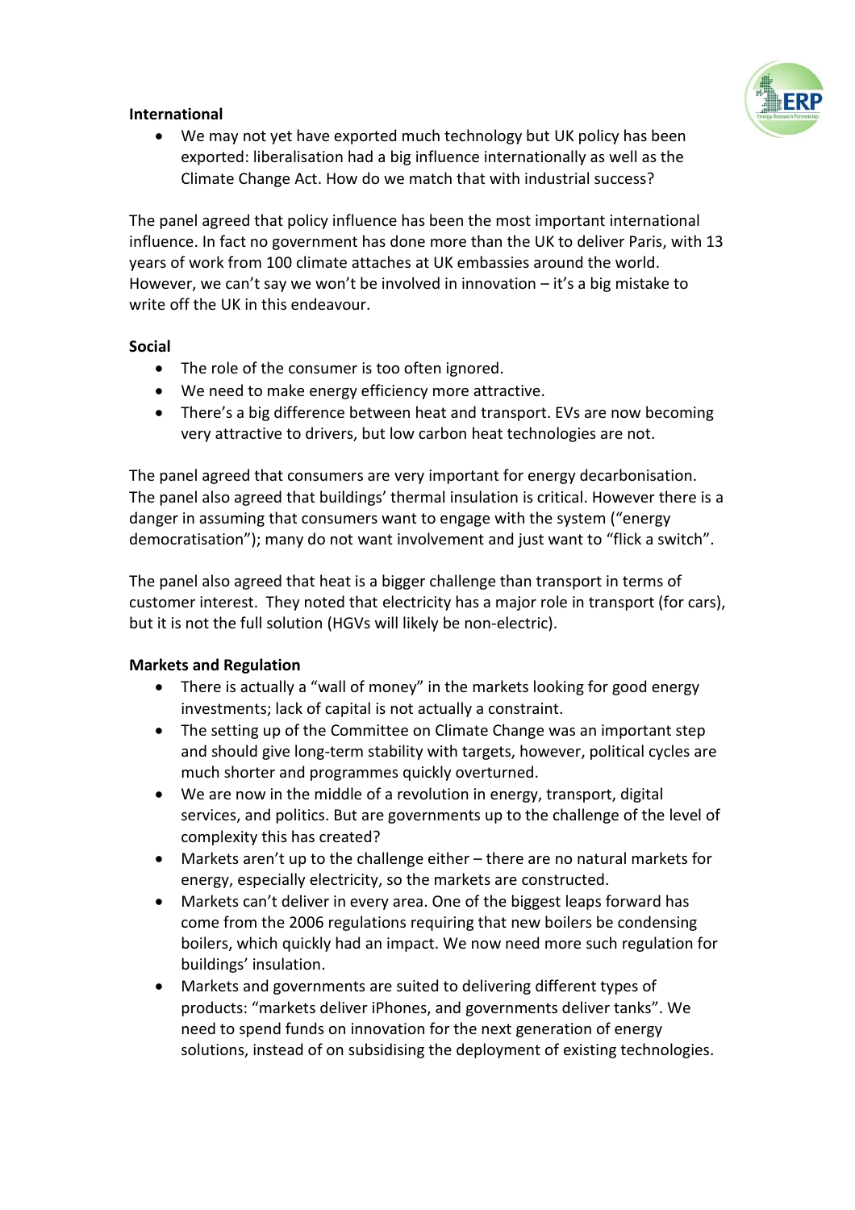**International**

- We may not yet have exported much technology but UK policy has been exported: liberalisation had a big influence internationally as well as the Climate Change Act. How do we match that with industrial success?

The panel agreed that policy influence has been the most important international influence. In fact no government has done more than the UK to deliver Paris, with 13 years of work from 100 climate attaches at UK embassies around the world. However, we can't say we won't be involved in innovation – it's a big mistake to write off the UK in this endeavour.

**Social**

- The role of the consumer is too often ignored.
- We need to make energy efficiency more attractive.
- There's a big difference between heat and transport. EVs are now becoming very attractive to drivers, but low carbon heat technologies are not.

The panel agreed that consumers are very important for energy decarbonisation. The panel also agreed that buildings' thermal insulation is critical. However there is a danger in assuming that consumers want to engage with the system ("energy democratisation"); many do not want involvement and just want to "flick a switch".

The panel also agreed that heat is a bigger challenge than transport in terms of customer interest. They noted that electricity has a major role in transport (for cars), but it is not the full solution (HGVs will likely be non-electric).

**Markets and Regulation**

- There is actually a "wall of money" in the markets looking for good energy investments; lack of capital is not actually a constraint.
- The setting up of the Committee on Climate Change was an important step and should give long-term stability with targets, however, political cycles are much shorter and programmes quickly overturned.
- We are now in the middle of a revolution in energy, transport, digital services, and politics. But are governments up to the challenge of the level of complexity this has created?
- Markets aren't up to the challenge either – there are no natural markets for energy, especially electricity, so the markets are constructed.
- Markets can't deliver in every area. One of the biggest leaps forward has come from the 2006 regulations requiring that new boilers be condensing boilers, which quickly had an impact. We now need more such regulation for buildings' insulation.
- Markets and governments are suited to delivering different types of products: "markets deliver iPhones, and governments deliver tanks". We need to spend funds on innovation for the next generation of energy solutions, instead of on subsidising the deployment of existing technologies.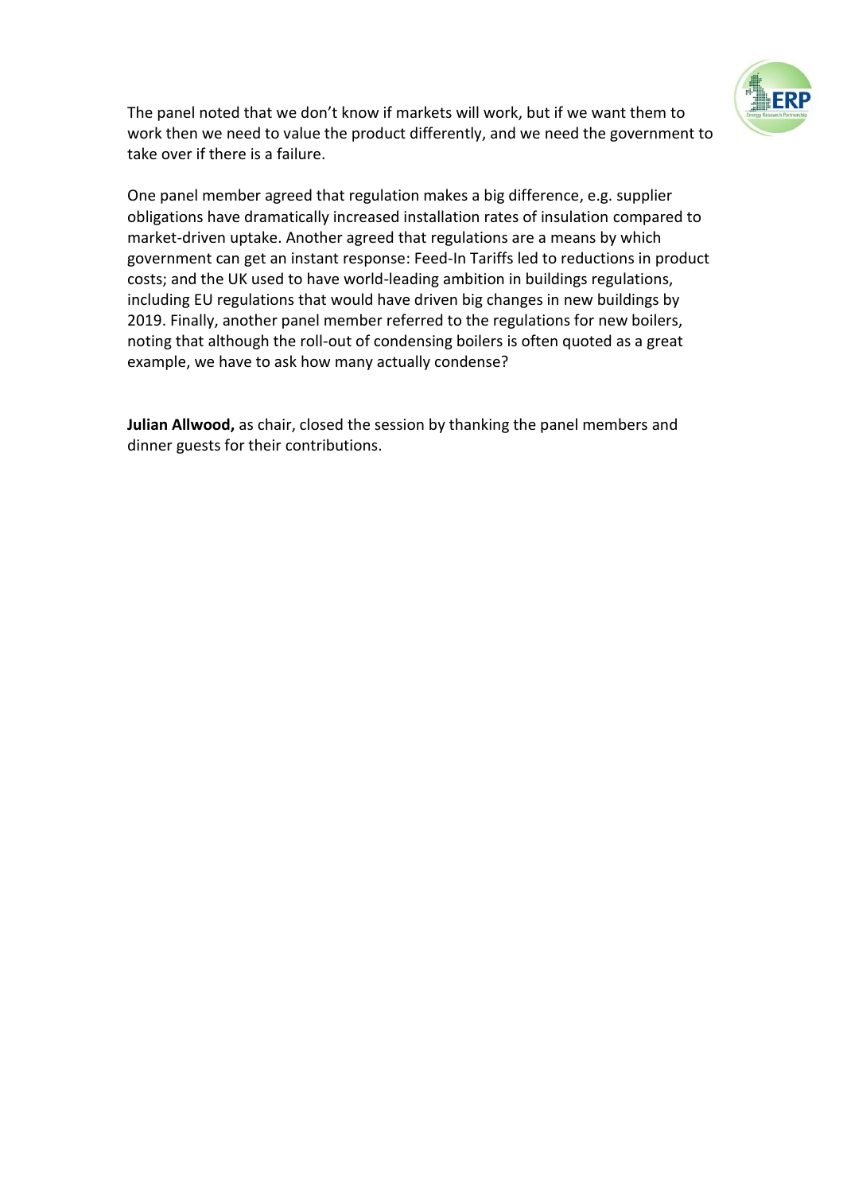The panel noted that we don't know if markets will work, but if we want them to work then we need to value the product differently, and we need the government to take over if there is a failure.

One panel member agreed that regulation makes a big difference, e.g. supplier obligations have dramatically increased installation rates of insulation compared to market-driven uptake. Another agreed that regulations are a means by which government can get an instant response: Feed-In Tariffs led to reductions in product costs; and the UK used to have world-leading ambition in buildings regulations, including EU regulations that would have driven big changes in new buildings by 2019. Finally, another panel member referred to the regulations for new boilers, noting that although the roll-out of condensing boilers is often quoted as a great example, we have to ask how many actually condense?

**Julian Allwood,** as chair, closed the session by thanking the panel members and dinner guests for their contributions.